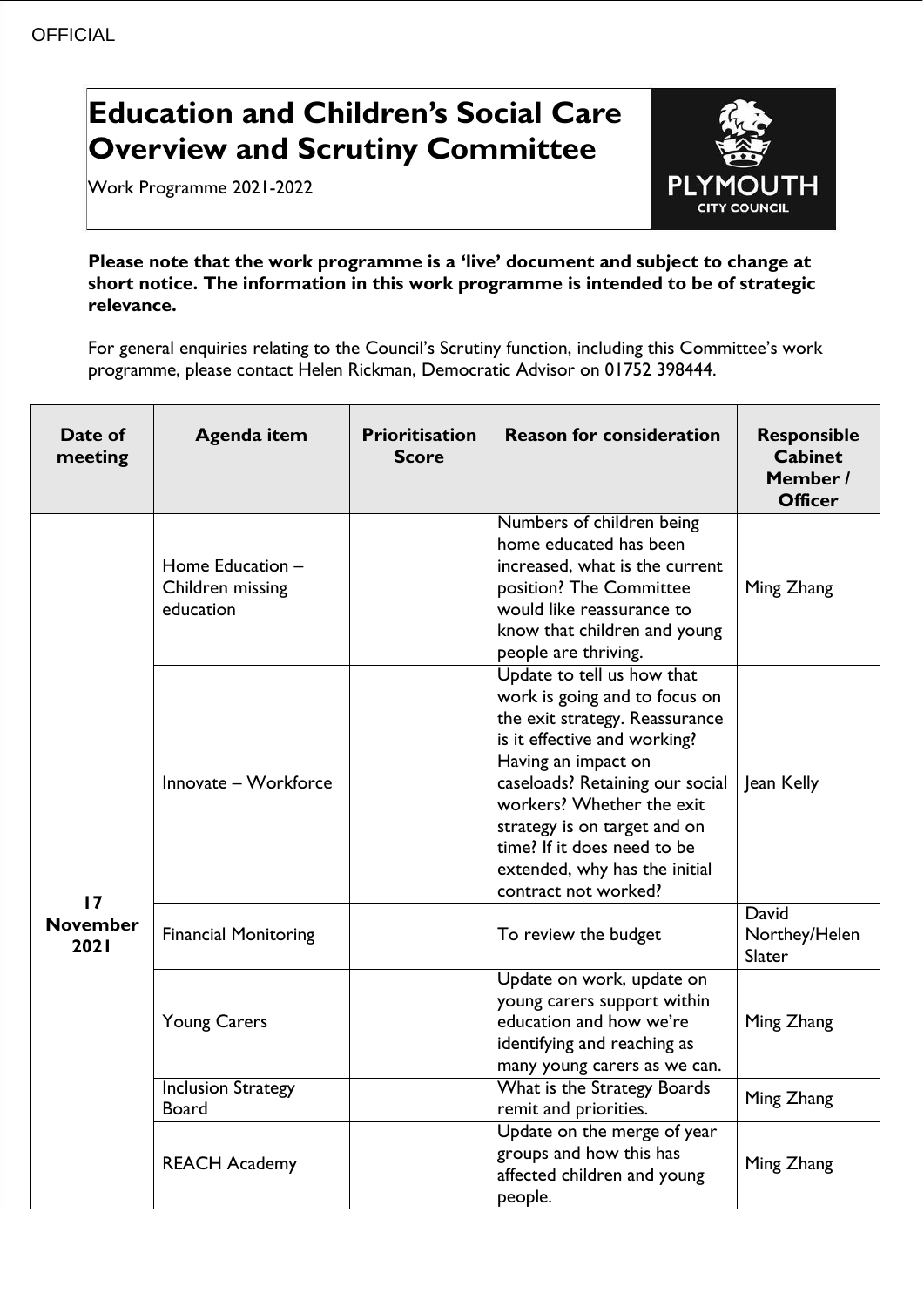OFFICIAL

# Education and Children's Social Care Overview and Scrutiny Committee

Work Programme 2021-2022

**Please note that the work programme is a 'live' document and subject to change at short notice. The information in this work programme is intended to be of strategic relevance.**

For general enquiries relating to the Council's Scrutiny function, including this Committee's work programme, please contact Helen Rickman, Democratic Advisor on 01752 398444.

| Date of meeting | Agenda item | Prioritisation Score | Reason for consideration | Responsible Cabinet Member / Officer |
|---|---|---|---|---|
| 17 November 2021 | Home Education – Children missing education | | Numbers of children being home educated has been increased, what is the current position? The Committee would like reassurance to know that children and young people are thriving. | Ming Zhang |
| | Innovate – Workforce | | Update to tell us how that work is going and to focus on the exit strategy. Reassurance is it effective and working? Having an impact on caseloads? Retaining our social workers? Whether the exit strategy is on target and on time? If it does need to be extended, why has the initial contract not worked? | Jean Kelly |
| | Financial Monitoring | | To review the budget | David Northey/Helen Slater |
| | Young Carers | | Update on work, update on young carers support within education and how we're identifying and reaching as many young carers as we can. | Ming Zhang |
| | Inclusion Strategy Board | | What is the Strategy Boards remit and priorities. | Ming Zhang |
| | REACH Academy | | Update on the merge of year groups and how this has affected children and young people. | Ming Zhang |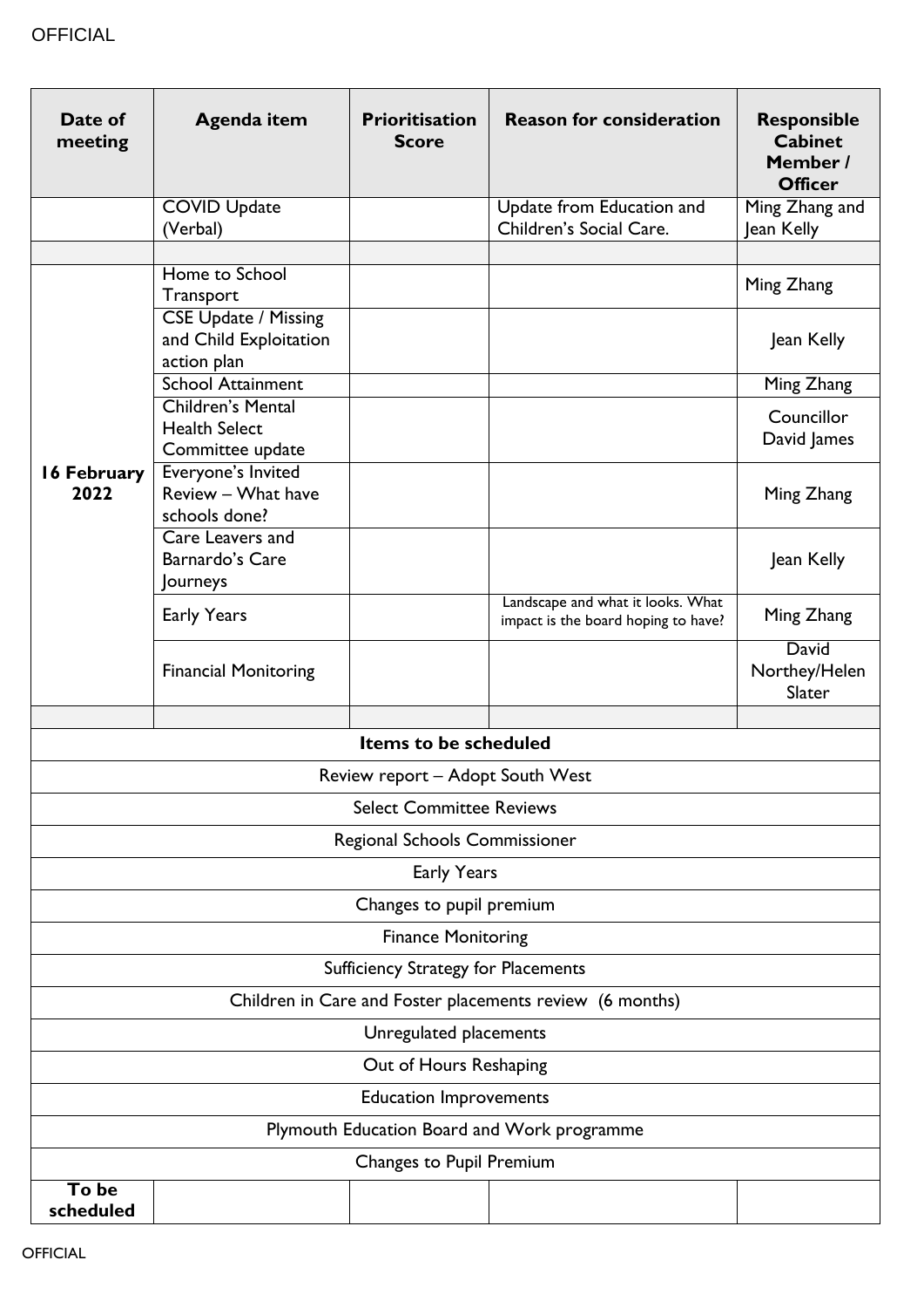| Date of meeting | Agenda item | Prioritisation Score | Reason for consideration | Responsible Cabinet Member / Officer |
|---|---|---|---|---|
| | COVID Update (Verbal) | | Update from Education and Children's Social Care. | Ming Zhang and Jean Kelly |
| | | | | |
| 16 February 2022 | Home to School Transport | | | Ming Zhang |
| | CSE Update / Missing and Child Exploitation action plan | | | Jean Kelly |
| | School Attainment | | | Ming Zhang |
| | Children's Mental Health Select Committee update | | | Councillor David James |
| | Everyone's Invited Review – What have schools done? | | | Ming Zhang |
| | Care Leavers and Barnardo's Care Journeys | | | Jean Kelly |
| | Early Years | | Landscape and what it looks. What impact is the board hoping to have? | Ming Zhang |
| | Financial Monitoring | | | David Northey/Helen Slater |
| | | | | |
| **Items to be scheduled** | | | | |
| Review report – Adopt South West | | | | |
| Select Committee Reviews | | | | |
| Regional Schools Commissioner | | | | |
| Early Years | | | | |
| Changes to pupil premium | | | | |
| Finance Monitoring | | | | |
| Sufficiency Strategy for Placements | | | | |
| Children in Care and Foster placements review (6 months) | | | | |
| Unregulated placements | | | | |
| Out of Hours Reshaping | | | | |
| Education Improvements | | | | |
| Plymouth Education Board and Work programme | | | | |
| Changes to Pupil Premium | | | | |
| **To be scheduled** | | | | |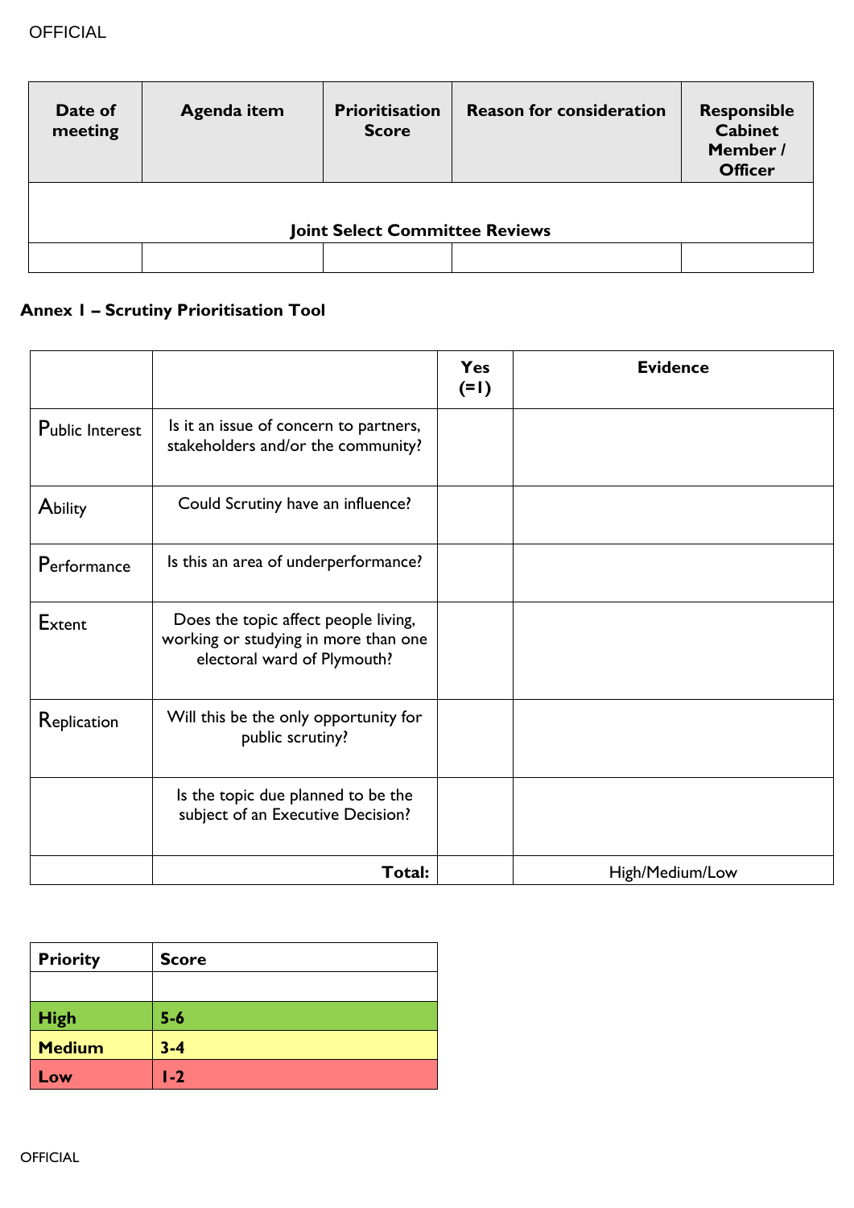| Date of meeting | Agenda item | Prioritisation Score | Reason for consideration | Responsible Cabinet Member / Officer |
|---|---|---|---|---|
| **Joint Select Committee Reviews** | | | | |
| | | | | |

**Annex 1 – Scrutiny Prioritisation Tool**

| | | Yes (=1) | Evidence |
|---|---|---|---|
| Public Interest | Is it an issue of concern to partners, stakeholders and/or the community? | | |
| Ability | Could Scrutiny have an influence? | | |
| Performance | Is this an area of underperformance? | | |
| Extent | Does the topic affect people living, working or studying in more than one electoral ward of Plymouth? | | |
| Replication | Will this be the only opportunity for public scrutiny? | | |
| | Is the topic due planned to be the subject of an Executive Decision? | | |
| | **Total:** | | High/Medium/Low |

| Priority | Score |
|---|---|
| | |
| **High** | **5-6** |
| **Medium** | **3-4** |
| **Low** | **1-2** |